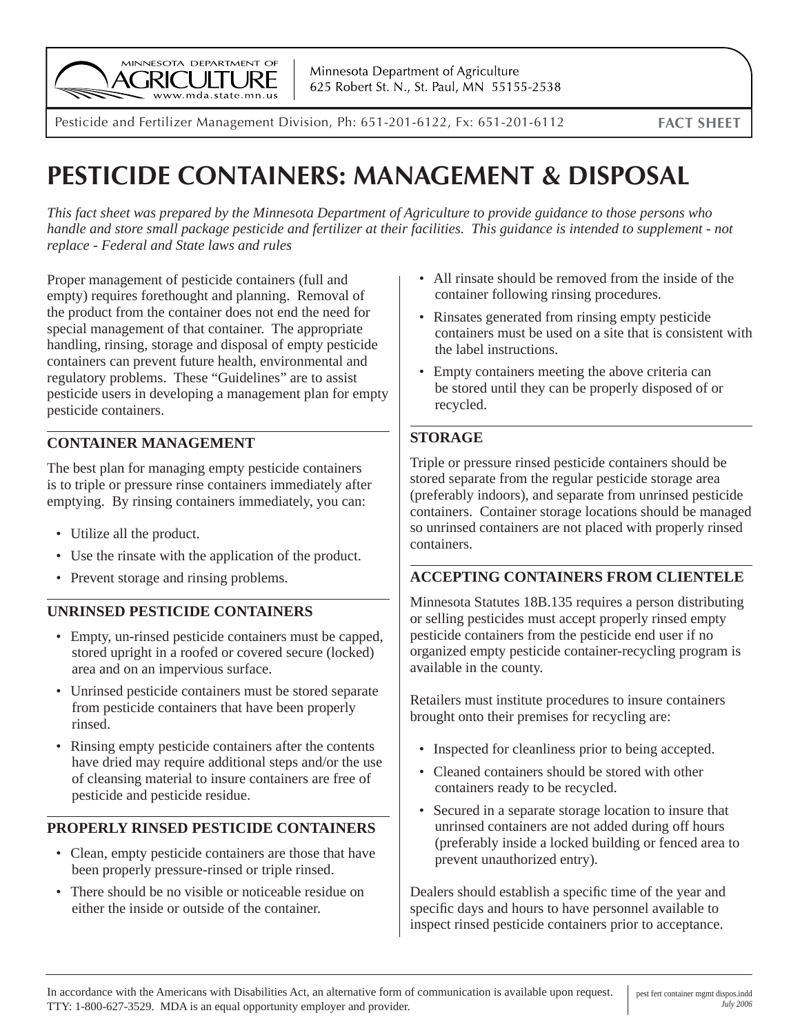Minnesota Department of Agriculture
625 Robert St. N., St. Paul, MN 55155-2538

Pesticide and Fertilizer Management Division, Ph: 651-201-6122, Fx: 651-201-6112 **FACT SHEET**

# PESTICIDE CONTAINERS: MANAGEMENT & DISPOSAL

*This fact sheet was prepared by the Minnesota Department of Agriculture to provide guidance to those persons who handle and store small package pesticide and fertilizer at their facilities. This guidance is intended to supplement - not replace - Federal and State laws and rules*

Proper management of pesticide containers (full and empty) requires forethought and planning. Removal of the product from the container does not end the need for special management of that container. The appropriate handling, rinsing, storage and disposal of empty pesticide containers can prevent future health, environmental and regulatory problems. These "Guidelines" are to assist pesticide users in developing a management plan for empty pesticide containers.

## CONTAINER MANAGEMENT

The best plan for managing empty pesticide containers is to triple or pressure rinse containers immediately after emptying. By rinsing containers immediately, you can:

- Utilize all the product.
- Use the rinsate with the application of the product.
- Prevent storage and rinsing problems.

## UNRINSED PESTICIDE CONTAINERS

- Empty, un-rinsed pesticide containers must be capped, stored upright in a roofed or covered secure (locked) area and on an impervious surface.
- Unrinsed pesticide containers must be stored separate from pesticide containers that have been properly rinsed.
- Rinsing empty pesticide containers after the contents have dried may require additional steps and/or the use of cleansing material to insure containers are free of pesticide and pesticide residue.

## PROPERLY RINSED PESTICIDE CONTAINERS

- Clean, empty pesticide containers are those that have been properly pressure-rinsed or triple rinsed.
- There should be no visible or noticeable residue on either the inside or outside of the container.
- All rinsate should be removed from the inside of the container following rinsing procedures.
- Rinsates generated from rinsing empty pesticide containers must be used on a site that is consistent with the label instructions.
- Empty containers meeting the above criteria can be stored until they can be properly disposed of or recycled.

## STORAGE

Triple or pressure rinsed pesticide containers should be stored separate from the regular pesticide storage area (preferably indoors), and separate from unrinsed pesticide containers. Container storage locations should be managed so unrinsed containers are not placed with properly rinsed containers.

## ACCEPTING CONTAINERS FROM CLIENTELE

Minnesota Statutes 18B.135 requires a person distributing or selling pesticides must accept properly rinsed empty pesticide containers from the pesticide end user if no organized empty pesticide container-recycling program is available in the county.

Retailers must institute procedures to insure containers brought onto their premises for recycling are:

- Inspected for cleanliness prior to being accepted.
- Cleaned containers should be stored with other containers ready to be recycled.
- Secured in a separate storage location to insure that unrinsed containers are not added during off hours (preferably inside a locked building or fenced area to prevent unauthorized entry).

Dealers should establish a specific time of the year and specific days and hours to have personnel available to inspect rinsed pesticide containers prior to acceptance.

In accordance with the Americans with Disabilities Act, an alternative form of communication is available upon request. TTY: 1-800-627-3529. MDA is an equal opportunity employer and provider.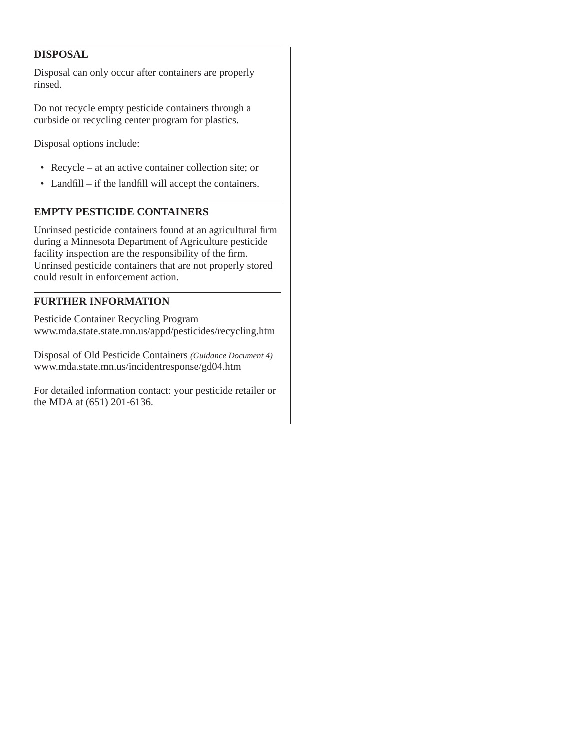## DISPOSAL

Disposal can only occur after containers are properly rinsed.

Do not recycle empty pesticide containers through a curbside or recycling center program for plastics.

Disposal options include:

- Recycle – at an active container collection site; or
- Landfill – if the landfill will accept the containers.

## EMPTY PESTICIDE CONTAINERS

Unrinsed pesticide containers found at an agricultural firm during a Minnesota Department of Agriculture pesticide facility inspection are the responsibility of the firm. Unrinsed pesticide containers that are not properly stored could result in enforcement action.

## FURTHER INFORMATION

Pesticide Container Recycling Program
www.mda.state.state.mn.us/appd/pesticides/recycling.htm

Disposal of Old Pesticide Containers *(Guidance Document 4)*
www.mda.state.mn.us/incidentresponse/gd04.htm

For detailed information contact: your pesticide retailer or the MDA at (651) 201-6136.